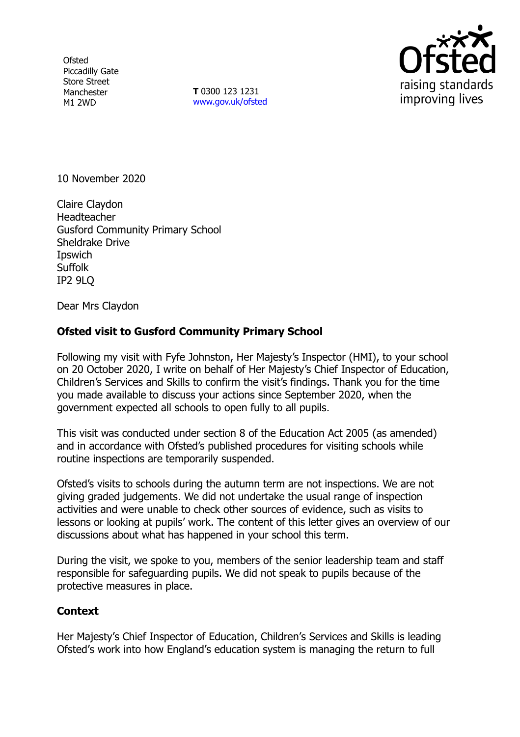Ofsted
Piccadilly Gate
Store Street
Manchester
M1 2WD

**T** 0300 123 1231
www.gov.uk/ofsted

10 November 2020

Claire Claydon
Headteacher
Gusford Community Primary School
Sheldrake Drive
Ipswich
Suffolk
IP2 9LQ

Dear Mrs Claydon

**Ofsted visit to Gusford Community Primary School**

Following my visit with Fyfe Johnston, Her Majesty's Inspector (HMI), to your school on 20 October 2020, I write on behalf of Her Majesty's Chief Inspector of Education, Children's Services and Skills to confirm the visit's findings. Thank you for the time you made available to discuss your actions since September 2020, when the government expected all schools to open fully to all pupils.

This visit was conducted under section 8 of the Education Act 2005 (as amended) and in accordance with Ofsted's published procedures for visiting schools while routine inspections are temporarily suspended.

Ofsted's visits to schools during the autumn term are not inspections. We are not giving graded judgements. We did not undertake the usual range of inspection activities and were unable to check other sources of evidence, such as visits to lessons or looking at pupils' work. The content of this letter gives an overview of our discussions about what has happened in your school this term.

During the visit, we spoke to you, members of the senior leadership team and staff responsible for safeguarding pupils. We did not speak to pupils because of the protective measures in place.

**Context**

Her Majesty's Chief Inspector of Education, Children's Services and Skills is leading Ofsted's work into how England's education system is managing the return to full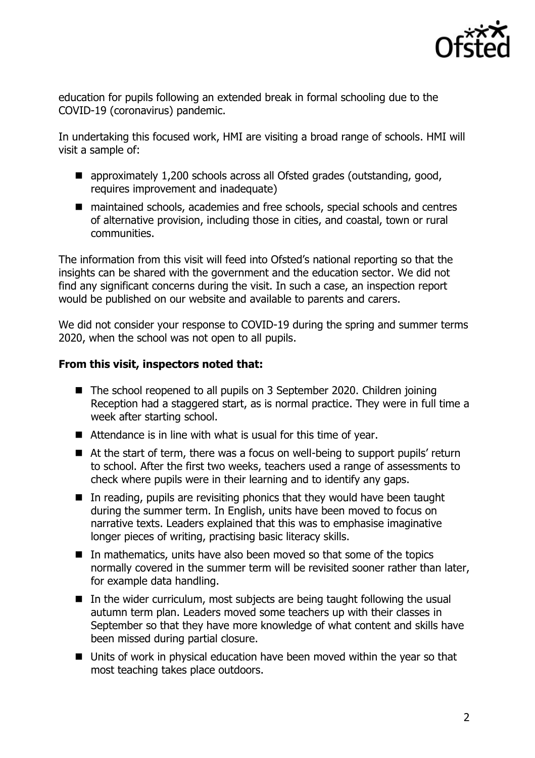education for pupils following an extended break in formal schooling due to the COVID-19 (coronavirus) pandemic.

In undertaking this focused work, HMI are visiting a broad range of schools. HMI will visit a sample of:

- approximately 1,200 schools across all Ofsted grades (outstanding, good, requires improvement and inadequate)
- maintained schools, academies and free schools, special schools and centres of alternative provision, including those in cities, and coastal, town or rural communities.

The information from this visit will feed into Ofsted's national reporting so that the insights can be shared with the government and the education sector. We did not find any significant concerns during the visit. In such a case, an inspection report would be published on our website and available to parents and carers.

We did not consider your response to COVID-19 during the spring and summer terms 2020, when the school was not open to all pupils.

**From this visit, inspectors noted that:**

- The school reopened to all pupils on 3 September 2020. Children joining Reception had a staggered start, as is normal practice. They were in full time a week after starting school.
- Attendance is in line with what is usual for this time of year.
- At the start of term, there was a focus on well-being to support pupils' return to school. After the first two weeks, teachers used a range of assessments to check where pupils were in their learning and to identify any gaps.
- In reading, pupils are revisiting phonics that they would have been taught during the summer term. In English, units have been moved to focus on narrative texts. Leaders explained that this was to emphasise imaginative longer pieces of writing, practising basic literacy skills.
- In mathematics, units have also been moved so that some of the topics normally covered in the summer term will be revisited sooner rather than later, for example data handling.
- In the wider curriculum, most subjects are being taught following the usual autumn term plan. Leaders moved some teachers up with their classes in September so that they have more knowledge of what content and skills have been missed during partial closure.
- Units of work in physical education have been moved within the year so that most teaching takes place outdoors.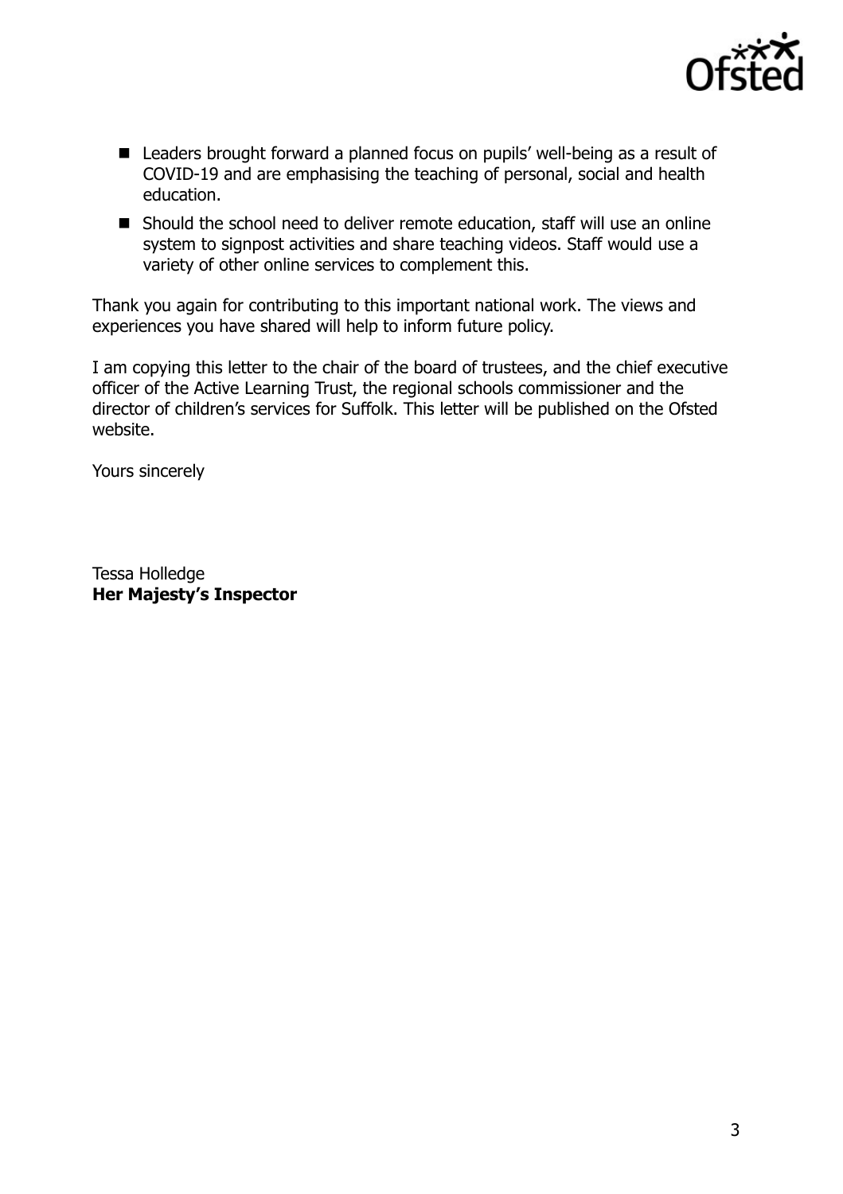- Leaders brought forward a planned focus on pupils' well-being as a result of COVID-19 and are emphasising the teaching of personal, social and health education.
- Should the school need to deliver remote education, staff will use an online system to signpost activities and share teaching videos. Staff would use a variety of other online services to complement this.

Thank you again for contributing to this important national work. The views and experiences you have shared will help to inform future policy.

I am copying this letter to the chair of the board of trustees, and the chief executive officer of the Active Learning Trust, the regional schools commissioner and the director of children's services for Suffolk. This letter will be published on the Ofsted website.

Yours sincerely

Tessa Holledge
**Her Majesty's Inspector**